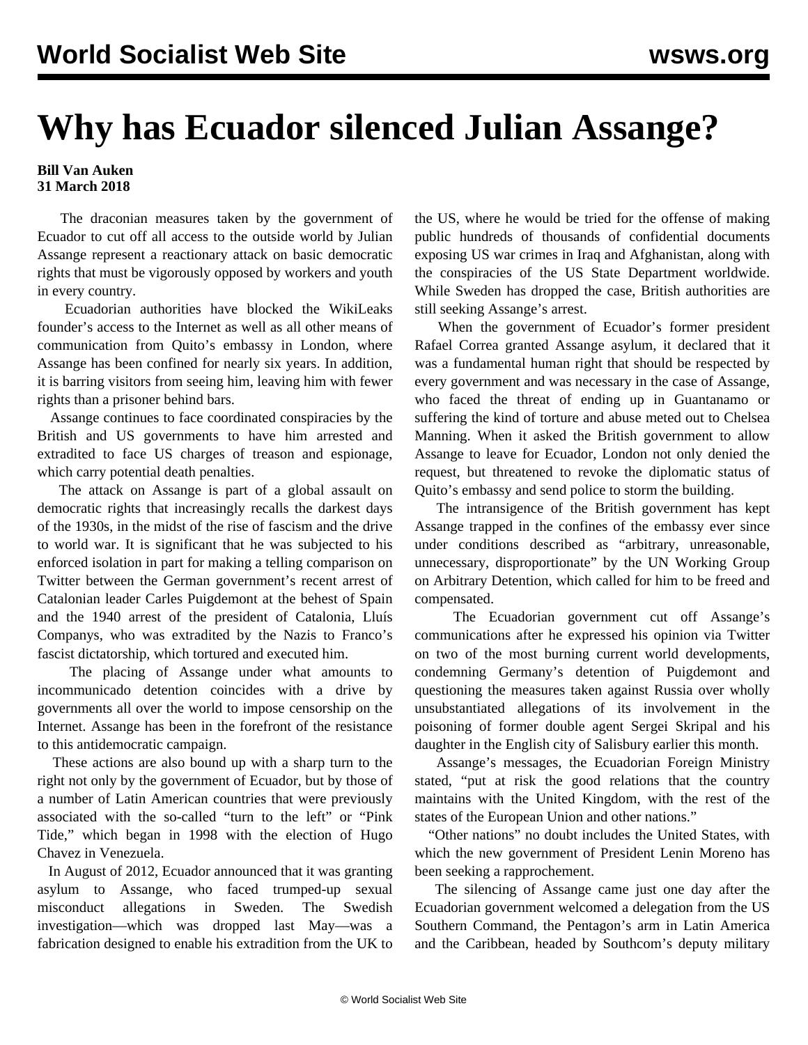# Why has Ecuador silenced Julian Assange?

**Bill Van Auken**
**31 March 2018**

The draconian measures taken by the government of Ecuador to cut off all access to the outside world by Julian Assange represent a reactionary attack on basic democratic rights that must be vigorously opposed by workers and youth in every country.

Ecuadorian authorities have blocked the WikiLeaks founder's access to the Internet as well as all other means of communication from Quito's embassy in London, where Assange has been confined for nearly six years. In addition, it is barring visitors from seeing him, leaving him with fewer rights than a prisoner behind bars.

Assange continues to face coordinated conspiracies by the British and US governments to have him arrested and extradited to face US charges of treason and espionage, which carry potential death penalties.

The attack on Assange is part of a global assault on democratic rights that increasingly recalls the darkest days of the 1930s, in the midst of the rise of fascism and the drive to world war. It is significant that he was subjected to his enforced isolation in part for making a telling comparison on Twitter between the German government's recent arrest of Catalonian leader Carles Puigdemont at the behest of Spain and the 1940 arrest of the president of Catalonia, Lluís Companys, who was extradited by the Nazis to Franco's fascist dictatorship, which tortured and executed him.

The placing of Assange under what amounts to incommunicado detention coincides with a drive by governments all over the world to impose censorship on the Internet. Assange has been in the forefront of the resistance to this antidemocratic campaign.

These actions are also bound up with a sharp turn to the right not only by the government of Ecuador, but by those of a number of Latin American countries that were previously associated with the so-called "turn to the left" or "Pink Tide," which began in 1998 with the election of Hugo Chavez in Venezuela.

In August of 2012, Ecuador announced that it was granting asylum to Assange, who faced trumped-up sexual misconduct allegations in Sweden. The Swedish investigation—which was dropped last May—was a fabrication designed to enable his extradition from the UK to the US, where he would be tried for the offense of making public hundreds of thousands of confidential documents exposing US war crimes in Iraq and Afghanistan, along with the conspiracies of the US State Department worldwide. While Sweden has dropped the case, British authorities are still seeking Assange's arrest.

When the government of Ecuador's former president Rafael Correa granted Assange asylum, it declared that it was a fundamental human right that should be respected by every government and was necessary in the case of Assange, who faced the threat of ending up in Guantanamo or suffering the kind of torture and abuse meted out to Chelsea Manning. When it asked the British government to allow Assange to leave for Ecuador, London not only denied the request, but threatened to revoke the diplomatic status of Quito's embassy and send police to storm the building.

The intransigence of the British government has kept Assange trapped in the confines of the embassy ever since under conditions described as "arbitrary, unreasonable, unnecessary, disproportionate" by the UN Working Group on Arbitrary Detention, which called for him to be freed and compensated.

The Ecuadorian government cut off Assange's communications after he expressed his opinion via Twitter on two of the most burning current world developments, condemning Germany's detention of Puigdemont and questioning the measures taken against Russia over wholly unsubstantiated allegations of its involvement in the poisoning of former double agent Sergei Skripal and his daughter in the English city of Salisbury earlier this month.

Assange's messages, the Ecuadorian Foreign Ministry stated, "put at risk the good relations that the country maintains with the United Kingdom, with the rest of the states of the European Union and other nations."

"Other nations" no doubt includes the United States, with which the new government of President Lenin Moreno has been seeking a rapprochement.

The silencing of Assange came just one day after the Ecuadorian government welcomed a delegation from the US Southern Command, the Pentagon's arm in Latin America and the Caribbean, headed by Southcom's deputy military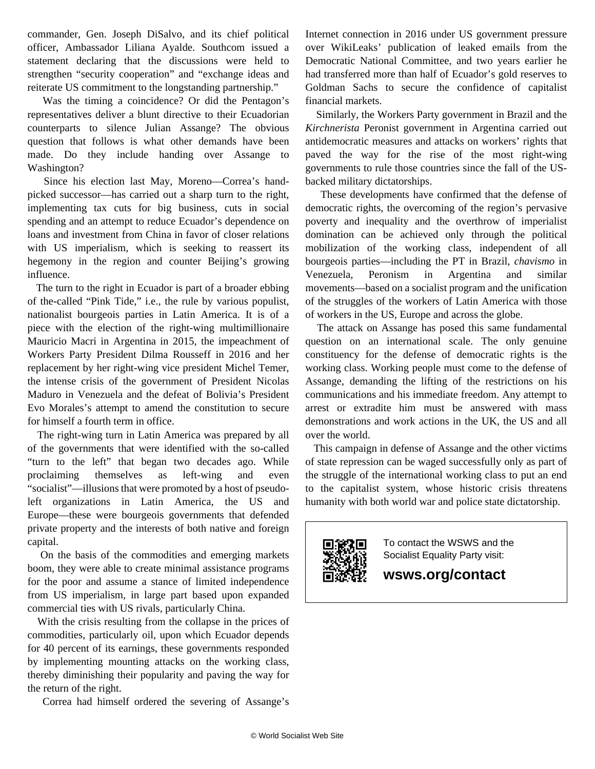commander, Gen. Joseph DiSalvo, and its chief political officer, Ambassador Liliana Ayalde. Southcom issued a statement declaring that the discussions were held to strengthen "security cooperation" and "exchange ideas and reiterate US commitment to the longstanding partnership."

Was the timing a coincidence? Or did the Pentagon's representatives deliver a blunt directive to their Ecuadorian counterparts to silence Julian Assange? The obvious question that follows is what other demands have been made. Do they include handing over Assange to Washington?

Since his election last May, Moreno—Correa's hand-picked successor—has carried out a sharp turn to the right, implementing tax cuts for big business, cuts in social spending and an attempt to reduce Ecuador's dependence on loans and investment from China in favor of closer relations with US imperialism, which is seeking to reassert its hegemony in the region and counter Beijing's growing influence.

The turn to the right in Ecuador is part of a broader ebbing of the-called "Pink Tide," i.e., the rule by various populist, nationalist bourgeois parties in Latin America. It is of a piece with the election of the right-wing multimillionaire Mauricio Macri in Argentina in 2015, the impeachment of Workers Party President Dilma Rousseff in 2016 and her replacement by her right-wing vice president Michel Temer, the intense crisis of the government of President Nicolas Maduro in Venezuela and the defeat of Bolivia's President Evo Morales's attempt to amend the constitution to secure for himself a fourth term in office.

The right-wing turn in Latin America was prepared by all of the governments that were identified with the so-called "turn to the left" that began two decades ago. While proclaiming themselves as left-wing and even "socialist"—illusions that were promoted by a host of pseudo-left organizations in Latin America, the US and Europe—these were bourgeois governments that defended private property and the interests of both native and foreign capital.

On the basis of the commodities and emerging markets boom, they were able to create minimal assistance programs for the poor and assume a stance of limited independence from US imperialism, in large part based upon expanded commercial ties with US rivals, particularly China.

With the crisis resulting from the collapse in the prices of commodities, particularly oil, upon which Ecuador depends for 40 percent of its earnings, these governments responded by implementing mounting attacks on the working class, thereby diminishing their popularity and paving the way for the return of the right.

Correa had himself ordered the severing of Assange's Internet connection in 2016 under US government pressure over WikiLeaks' publication of leaked emails from the Democratic National Committee, and two years earlier he had transferred more than half of Ecuador's gold reserves to Goldman Sachs to secure the confidence of capitalist financial markets.

Similarly, the Workers Party government in Brazil and the *Kirchnerista* Peronist government in Argentina carried out antidemocratic measures and attacks on workers' rights that paved the way for the rise of the most right-wing governments to rule those countries since the fall of the US-backed military dictatorships.

These developments have confirmed that the defense of democratic rights, the overcoming of the region's pervasive poverty and inequality and the overthrow of imperialist domination can be achieved only through the political mobilization of the working class, independent of all bourgeois parties—including the PT in Brazil, *chavismo* in Venezuela, Peronism in Argentina and similar movements—based on a socialist program and the unification of the struggles of the workers of Latin America with those of workers in the US, Europe and across the globe.

The attack on Assange has posed this same fundamental question on an international scale. The only genuine constituency for the defense of democratic rights is the working class. Working people must come to the defense of Assange, demanding the lifting of the restrictions on his communications and his immediate freedom. Any attempt to arrest or extradite him must be answered with mass demonstrations and work actions in the UK, the US and all over the world.

This campaign in defense of Assange and the other victims of state repression can be waged successfully only as part of the struggle of the international working class to put an end to the capitalist system, whose historic crisis threatens humanity with both world war and police state dictatorship.

To contact the WSWS and the Socialist Equality Party visit:

**wsws.org/contact**